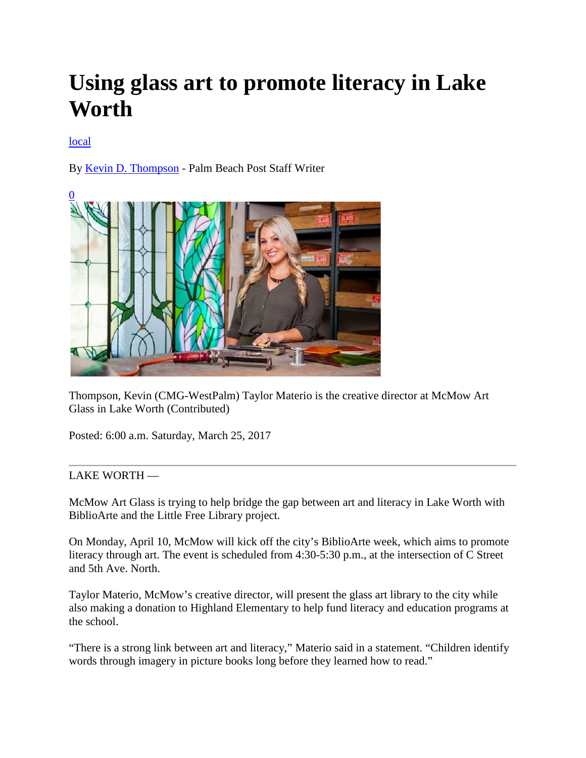# Using glass art to promote literacy in Lake Worth

[local](#)

By [Kevin D. Thompson](#) - Palm Beach Post Staff Writer

[0](#)

Thompson, Kevin (CMG-WestPalm) Taylor Materio is the creative director at McMow Art Glass in Lake Worth (Contributed)

Posted: 6:00 a.m. Saturday, March 25, 2017

---

LAKE WORTH —

McMow Art Glass is trying to help bridge the gap between art and literacy in Lake Worth with BiblioArte and the Little Free Library project.

On Monday, April 10, McMow will kick off the city's BiblioArte week, which aims to promote literacy through art. The event is scheduled from 4:30-5:30 p.m., at the intersection of C Street and 5th Ave. North.

Taylor Materio, McMow's creative director, will present the glass art library to the city while also making a donation to Highland Elementary to help fund literacy and education programs at the school.

"There is a strong link between art and literacy," Materio said in a statement. "Children identify words through imagery in picture books long before they learned how to read."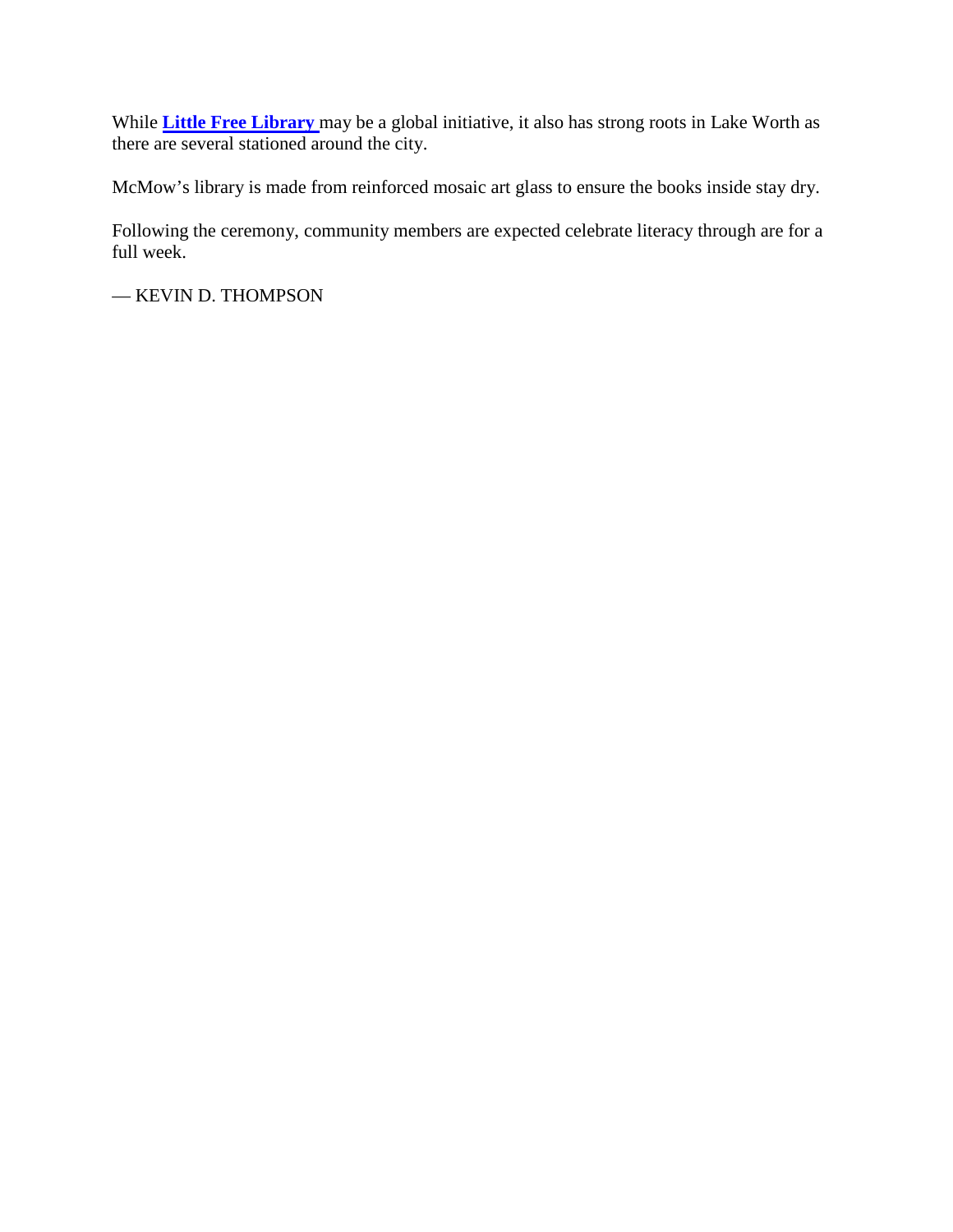While **Little Free Library** may be a global initiative, it also has strong roots in Lake Worth as there are several stationed around the city.

McMow's library is made from reinforced mosaic art glass to ensure the books inside stay dry.

Following the ceremony, community members are expected celebrate literacy through are for a full week.

— KEVIN D. THOMPSON